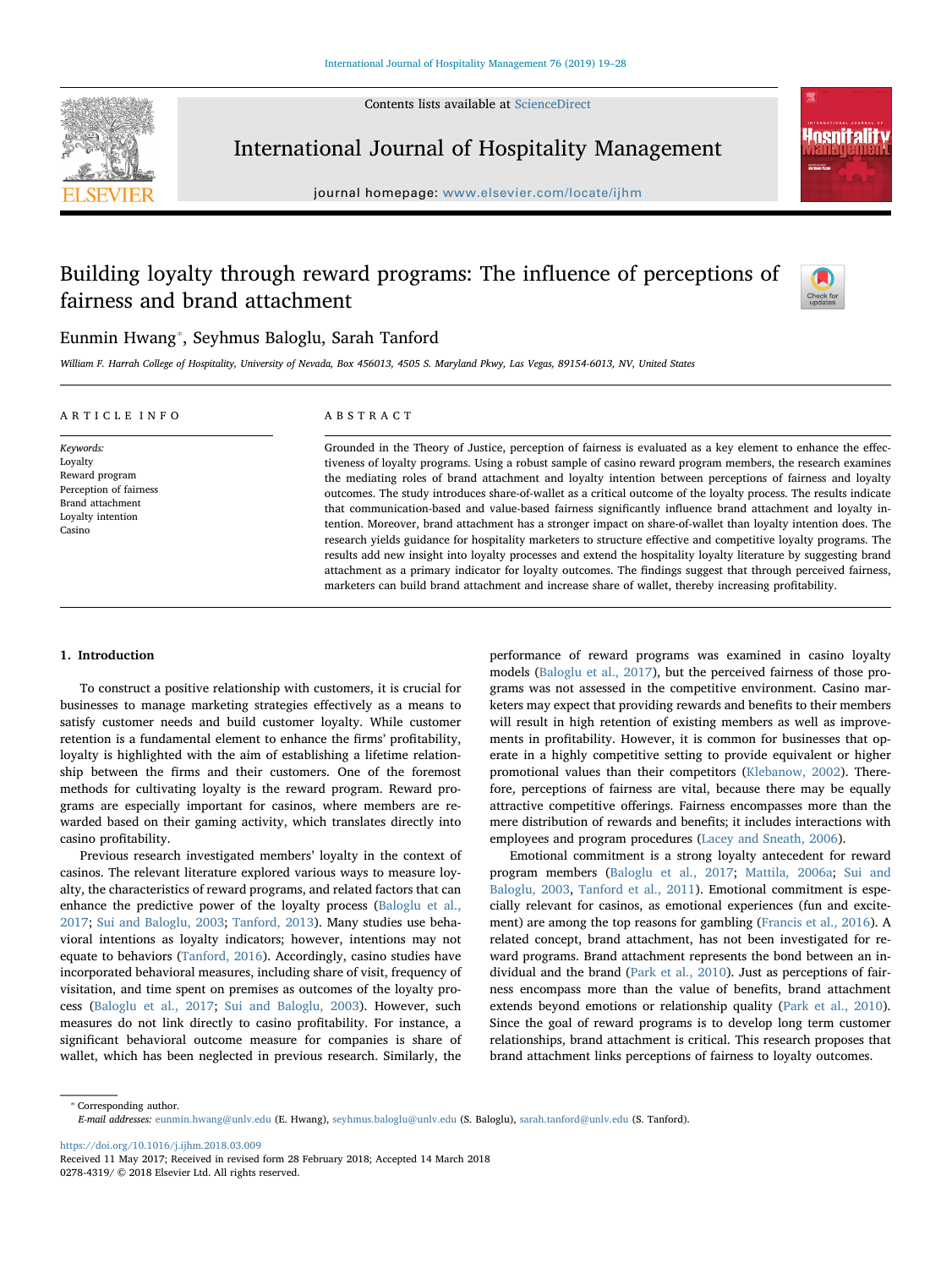Contents lists available at ScienceDirect

# International Journal of Hospitality Management

journal homepage: www.elsevier.com/locate/ijhm

# Building loyalty through reward programs: The influence of perceptions of fairness and brand attachment

Eunmin Hwang*, Seyhmus Baloglu, Sarah Tanford

*William F. Harrah College of Hospitality, University of Nevada, Box 456013, 4505 S. Maryland Pkwy, Las Vegas, 89154-6013, NV, United States*

## ARTICLE INFO

*Keywords:*
Loyalty
Reward program
Perception of fairness
Brand attachment
Loyalty intention
Casino

## ABSTRACT

Grounded in the Theory of Justice, perception of fairness is evaluated as a key element to enhance the effectiveness of loyalty programs. Using a robust sample of casino reward program members, the research examines the mediating roles of brand attachment and loyalty intention between perceptions of fairness and loyalty outcomes. The study introduces share-of-wallet as a critical outcome of the loyalty process. The results indicate that communication-based and value-based fairness significantly influence brand attachment and loyalty intention. Moreover, brand attachment has a stronger impact on share-of-wallet than loyalty intention does. The research yields guidance for hospitality marketers to structure effective and competitive loyalty programs. The results add new insight into loyalty processes and extend the hospitality loyalty literature by suggesting brand attachment as a primary indicator for loyalty outcomes. The findings suggest that through perceived fairness, marketers can build brand attachment and increase share of wallet, thereby increasing profitability.

## 1. Introduction

To construct a positive relationship with customers, it is crucial for businesses to manage marketing strategies effectively as a means to satisfy customer needs and build customer loyalty. While customer retention is a fundamental element to enhance the firms' profitability, loyalty is highlighted with the aim of establishing a lifetime relationship between the firms and their customers. One of the foremost methods for cultivating loyalty is the reward program. Reward programs are especially important for casinos, where members are rewarded based on their gaming activity, which translates directly into casino profitability.

Previous research investigated members' loyalty in the context of casinos. The relevant literature explored various ways to measure loyalty, the characteristics of reward programs, and related factors that can enhance the predictive power of the loyalty process (Baloglu et al., 2017; Sui and Baloglu, 2003; Tanford, 2013). Many studies use behavioral intentions as loyalty indicators; however, intentions may not equate to behaviors (Tanford, 2016). Accordingly, casino studies have incorporated behavioral measures, including share of visit, frequency of visitation, and time spent on premises as outcomes of the loyalty process (Baloglu et al., 2017; Sui and Baloglu, 2003). However, such measures do not link directly to casino profitability. For instance, a significant behavioral outcome measure for companies is share of wallet, which has been neglected in previous research. Similarly, the performance of reward programs was examined in casino loyalty models (Baloglu et al., 2017), but the perceived fairness of those programs was not assessed in the competitive environment. Casino marketers may expect that providing rewards and benefits to their members will result in high retention of existing members as well as improvements in profitability. However, it is common for businesses that operate in a highly competitive setting to provide equivalent or higher promotional values than their competitors (Klebanow, 2002). Therefore, perceptions of fairness are vital, because there may be equally attractive competitive offerings. Fairness encompasses more than the mere distribution of rewards and benefits; it includes interactions with employees and program procedures (Lacey and Sneath, 2006).

Emotional commitment is a strong loyalty antecedent for reward program members (Baloglu et al., 2017; Mattila, 2006a; Sui and Baloglu, 2003, Tanford et al., 2011). Emotional commitment is especially relevant for casinos, as emotional experiences (fun and excitement) are among the top reasons for gambling (Francis et al., 2016). A related concept, brand attachment, has not been investigated for reward programs. Brand attachment represents the bond between an individual and the brand (Park et al., 2010). Just as perceptions of fairness encompass more than the value of benefits, brand attachment extends beyond emotions or relationship quality (Park et al., 2010). Since the goal of reward programs is to develop long term customer relationships, brand attachment is critical. This research proposes that brand attachment links perceptions of fairness to loyalty outcomes.

---

* Corresponding author.
*E-mail addresses:* eunmin.hwang@unlv.edu (E. Hwang), seyhmus.baloglu@unlv.edu (S. Baloglu), sarah.tanford@unlv.edu (S. Tanford).

https://doi.org/10.1016/j.ijhm.2018.03.009
Received 11 May 2017; Received in revised form 28 February 2018; Accepted 14 March 2018
0278-4319/ © 2018 Elsevier Ltd. All rights reserved.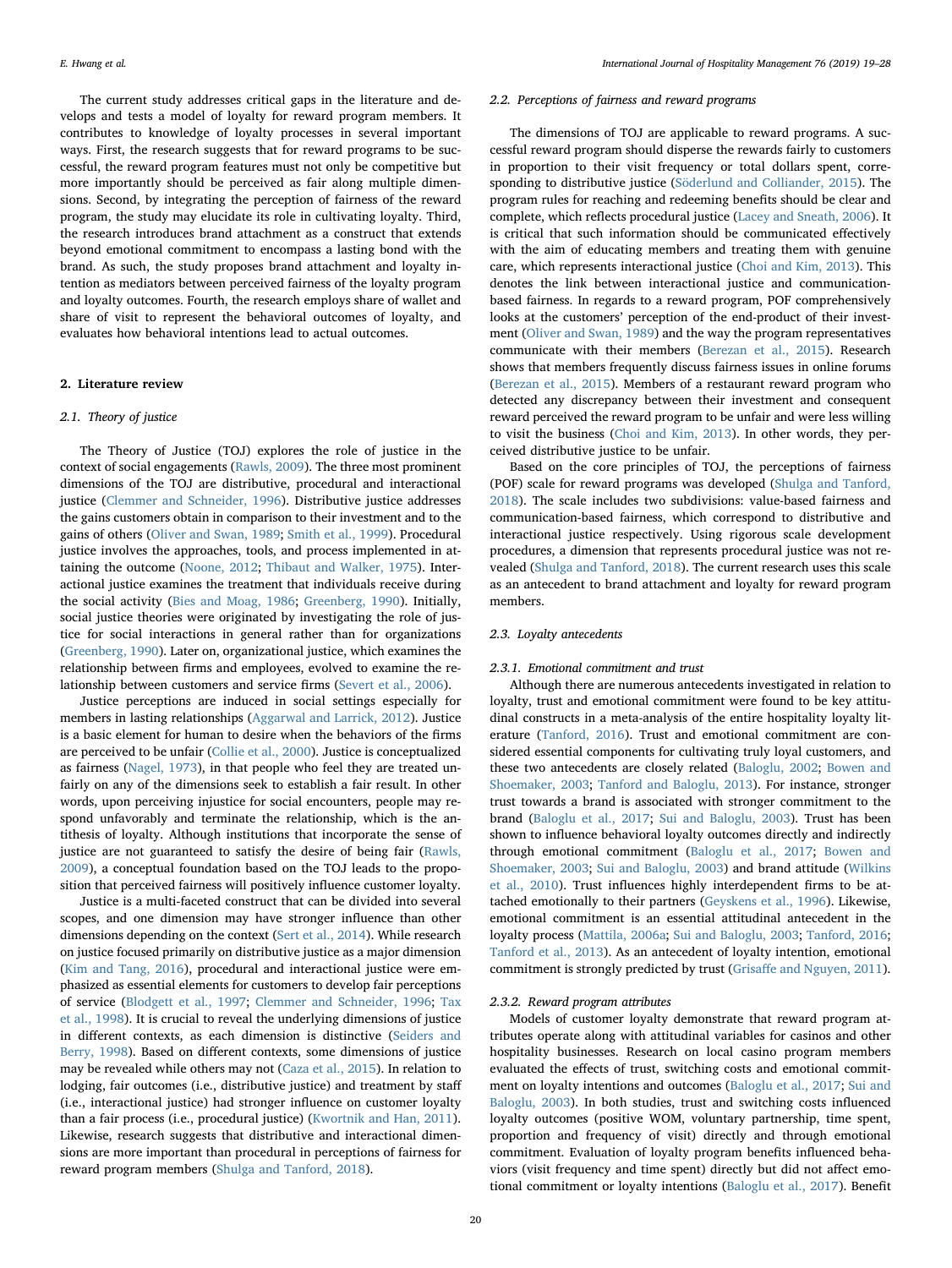The current study addresses critical gaps in the literature and develops and tests a model of loyalty for reward program members. It contributes to knowledge of loyalty processes in several important ways. First, the research suggests that for reward programs to be successful, the reward program features must not only be competitive but more importantly should be perceived as fair along multiple dimensions. Second, by integrating the perception of fairness of the reward program, the study may elucidate its role in cultivating loyalty. Third, the research introduces brand attachment as a construct that extends beyond emotional commitment to encompass a lasting bond with the brand. As such, the study proposes brand attachment and loyalty intention as mediators between perceived fairness of the loyalty program and loyalty outcomes. Fourth, the research employs share of wallet and share of visit to represent the behavioral outcomes of loyalty, and evaluates how behavioral intentions lead to actual outcomes.

## 2. Literature review

### 2.1. Theory of justice

The Theory of Justice (TOJ) explores the role of justice in the context of social engagements (Rawls, 2009). The three most prominent dimensions of the TOJ are distributive, procedural and interactional justice (Clemmer and Schneider, 1996). Distributive justice addresses the gains customers obtain in comparison to their investment and to the gains of others (Oliver and Swan, 1989; Smith et al., 1999). Procedural justice involves the approaches, tools, and process implemented in attaining the outcome (Noone, 2012; Thibaut and Walker, 1975). Interactional justice examines the treatment that individuals receive during the social activity (Bies and Moag, 1986; Greenberg, 1990). Initially, social justice theories were originated by investigating the role of justice for social interactions in general rather than for organizations (Greenberg, 1990). Later on, organizational justice, which examines the relationship between firms and employees, evolved to examine the relationship between customers and service firms (Severt et al., 2006).

Justice perceptions are induced in social settings especially for members in lasting relationships (Aggarwal and Larrick, 2012). Justice is a basic element for human to desire when the behaviors of the firms are perceived to be unfair (Collie et al., 2000). Justice is conceptualized as fairness (Nagel, 1973), in that people who feel they are treated unfairly on any of the dimensions seek to establish a fair result. In other words, upon perceiving injustice for social encounters, people may respond unfavorably and terminate the relationship, which is the antithesis of loyalty. Although institutions that incorporate the sense of justice are not guaranteed to satisfy the desire of being fair (Rawls, 2009), a conceptual foundation based on the TOJ leads to the proposition that perceived fairness will positively influence customer loyalty.

Justice is a multi-faceted construct that can be divided into several scopes, and one dimension may have stronger influence than other dimensions depending on the context (Sert et al., 2014). While research on justice focused primarily on distributive justice as a major dimension (Kim and Tang, 2016), procedural and interactional justice were emphasized as essential elements for customers to develop fair perceptions of service (Blodgett et al., 1997; Clemmer and Schneider, 1996; Tax et al., 1998). It is crucial to reveal the underlying dimensions of justice in different contexts, as each dimension is distinctive (Seiders and Berry, 1998). Based on different contexts, some dimensions of justice may be revealed while others may not (Caza et al., 2015). In relation to lodging, fair outcomes (i.e., distributive justice) and treatment by staff (i.e., interactional justice) had stronger influence on customer loyalty than a fair process (i.e., procedural justice) (Kwortnik and Han, 2011). Likewise, research suggests that distributive and interactional dimensions are more important than procedural in perceptions of fairness for reward program members (Shulga and Tanford, 2018).

### 2.2. Perceptions of fairness and reward programs

The dimensions of TOJ are applicable to reward programs. A successful reward program should disperse the rewards fairly to customers in proportion to their visit frequency or total dollars spent, corresponding to distributive justice (Söderlund and Colliander, 2015). The program rules for reaching and redeeming benefits should be clear and complete, which reflects procedural justice (Lacey and Sneath, 2006). It is critical that such information should be communicated effectively with the aim of educating members and treating them with genuine care, which represents interactional justice (Choi and Kim, 2013). This denotes the link between interactional justice and communication-based fairness. In regards to a reward program, POF comprehensively looks at the customers' perception of the end-product of their investment (Oliver and Swan, 1989) and the way the program representatives communicate with their members (Berezan et al., 2015). Research shows that members frequently discuss fairness issues in online forums (Berezan et al., 2015). Members of a restaurant reward program who detected any discrepancy between their investment and consequent reward perceived the reward program to be unfair and were less willing to visit the business (Choi and Kim, 2013). In other words, they perceived distributive justice to be unfair.

Based on the core principles of TOJ, the perceptions of fairness (POF) scale for reward programs was developed (Shulga and Tanford, 2018). The scale includes two subdivisions: value-based fairness and communication-based fairness, which correspond to distributive and interactional justice respectively. Using rigorous scale development procedures, a dimension that represents procedural justice was not revealed (Shulga and Tanford, 2018). The current research uses this scale as an antecedent to brand attachment and loyalty for reward program members.

### 2.3. Loyalty antecedents

#### 2.3.1. Emotional commitment and trust

Although there are numerous antecedents investigated in relation to loyalty, trust and emotional commitment were found to be key attitudinal constructs in a meta-analysis of the entire hospitality loyalty literature (Tanford, 2016). Trust and emotional commitment are considered essential components for cultivating truly loyal customers, and these two antecedents are closely related (Baloglu, 2002; Bowen and Shoemaker, 2003; Tanford and Baloglu, 2013). For instance, stronger trust towards a brand is associated with stronger commitment to the brand (Baloglu et al., 2017; Sui and Baloglu, 2003). Trust has been shown to influence behavioral loyalty outcomes directly and indirectly through emotional commitment (Baloglu et al., 2017; Bowen and Shoemaker, 2003; Sui and Baloglu, 2003) and brand attitude (Wilkins et al., 2010). Trust influences highly interdependent firms to be attached emotionally to their partners (Geyskens et al., 1996). Likewise, emotional commitment is an essential attitudinal antecedent in the loyalty process (Mattila, 2006a; Sui and Baloglu, 2003; Tanford, 2016; Tanford et al., 2013). As an antecedent of loyalty intention, emotional commitment is strongly predicted by trust (Grisaffe and Nguyen, 2011).

#### 2.3.2. Reward program attributes

Models of customer loyalty demonstrate that reward program attributes operate along with attitudinal variables for casinos and other hospitality businesses. Research on local casino program members evaluated the effects of trust, switching costs and emotional commitment on loyalty intentions and outcomes (Baloglu et al., 2017; Sui and Baloglu, 2003). In both studies, trust and switching costs influenced loyalty outcomes (positive WOM, voluntary partnership, time spent, proportion and frequency of visit) directly and through emotional commitment. Evaluation of loyalty program benefits influenced behaviors (visit frequency and time spent) directly but did not affect emotional commitment or loyalty intentions (Baloglu et al., 2017). Benefit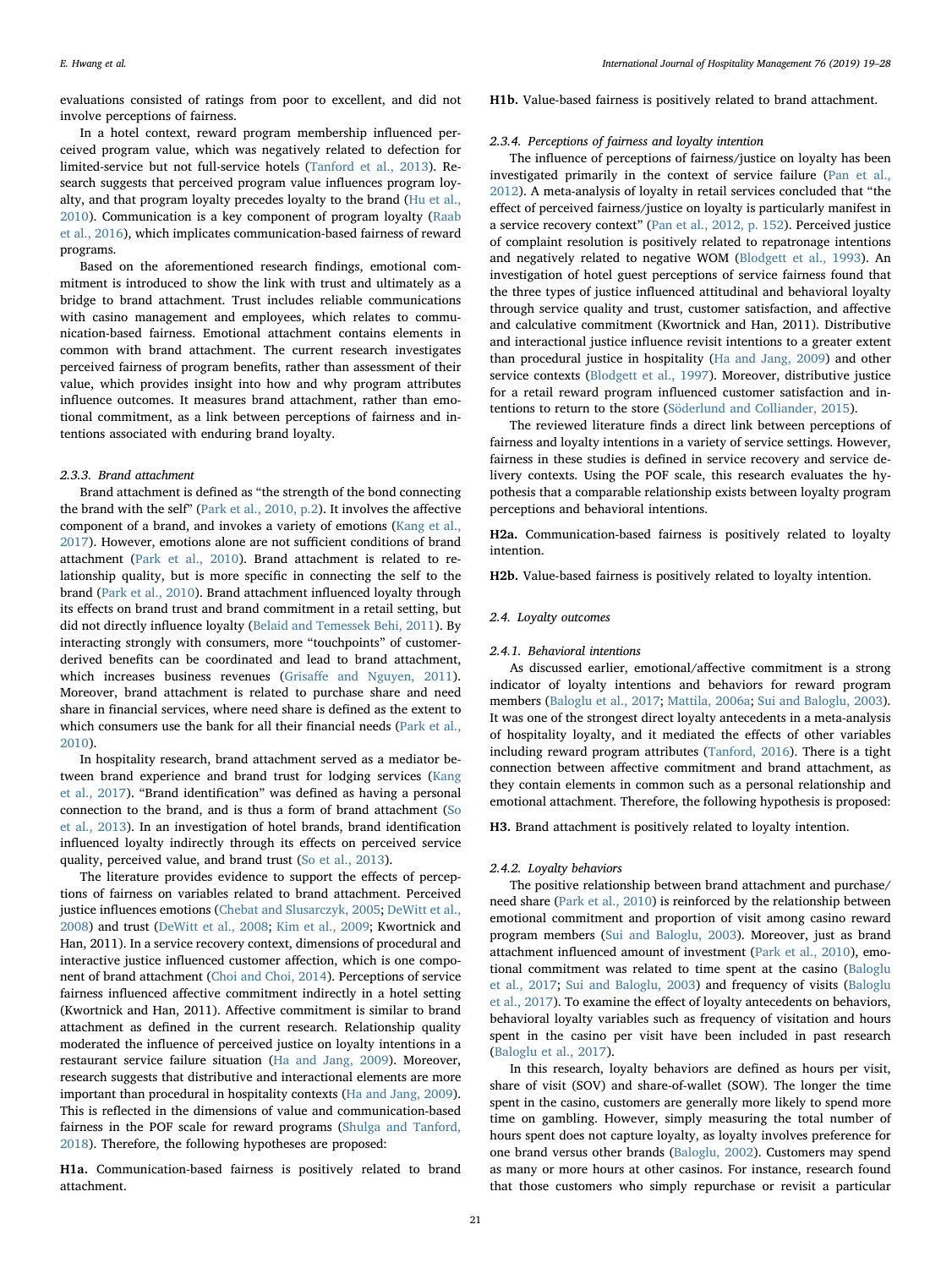evaluations consisted of ratings from poor to excellent, and did not involve perceptions of fairness.

In a hotel context, reward program membership influenced perceived program value, which was negatively related to defection for limited-service but not full-service hotels (Tanford et al., 2013). Research suggests that perceived program value influences program loyalty, and that program loyalty precedes loyalty to the brand (Hu et al., 2010). Communication is a key component of program loyalty (Raab et al., 2016), which implicates communication-based fairness of reward programs.

Based on the aforementioned research findings, emotional commitment is introduced to show the link with trust and ultimately as a bridge to brand attachment. Trust includes reliable communications with casino management and employees, which relates to communication-based fairness. Emotional attachment contains elements in common with brand attachment. The current research investigates perceived fairness of program benefits, rather than assessment of their value, which provides insight into how and why program attributes influence outcomes. It measures brand attachment, rather than emotional commitment, as a link between perceptions of fairness and intentions associated with enduring brand loyalty.

#### 2.3.3. Brand attachment

Brand attachment is defined as "the strength of the bond connecting the brand with the self" (Park et al., 2010, p.2). It involves the affective component of a brand, and invokes a variety of emotions (Kang et al., 2017). However, emotions alone are not sufficient conditions of brand attachment (Park et al., 2010). Brand attachment is related to relationship quality, but is more specific in connecting the self to the brand (Park et al., 2010). Brand attachment influenced loyalty through its effects on brand trust and brand commitment in a retail setting, but did not directly influence loyalty (Belaid and Temessek Behi, 2011). By interacting strongly with consumers, more "touchpoints" of customer-derived benefits can be coordinated and lead to brand attachment, which increases business revenues (Grisaffe and Nguyen, 2011). Moreover, brand attachment is related to purchase share and need share in financial services, where need share is defined as the extent to which consumers use the bank for all their financial needs (Park et al., 2010).

In hospitality research, brand attachment served as a mediator between brand experience and brand trust for lodging services (Kang et al., 2017). "Brand identification" was defined as having a personal connection to the brand, and is thus a form of brand attachment (So et al., 2013). In an investigation of hotel brands, brand identification influenced loyalty indirectly through its effects on perceived service quality, perceived value, and brand trust (So et al., 2013).

The literature provides evidence to support the effects of perceptions of fairness on variables related to brand attachment. Perceived justice influences emotions (Chebat and Slusarczyk, 2005; DeWitt et al., 2008) and trust (DeWitt et al., 2008; Kim et al., 2009; Kwortnick and Han, 2011). In a service recovery context, dimensions of procedural and interactive justice influenced customer affection, which is one component of brand attachment (Choi and Choi, 2014). Perceptions of service fairness influenced affective commitment indirectly in a hotel setting (Kwortnick and Han, 2011). Affective commitment is similar to brand attachment as defined in the current research. Relationship quality moderated the influence of perceived justice on loyalty intentions in a restaurant service failure situation (Ha and Jang, 2009). Moreover, research suggests that distributive and interactional elements are more important than procedural in hospitality contexts (Ha and Jang, 2009). This is reflected in the dimensions of value and communication-based fairness in the POF scale for reward programs (Shulga and Tanford, 2018). Therefore, the following hypotheses are proposed:

**H1a.** Communication-based fairness is positively related to brand attachment.

**H1b.** Value-based fairness is positively related to brand attachment.

#### 2.3.4. Perceptions of fairness and loyalty intention

The influence of perceptions of fairness/justice on loyalty has been investigated primarily in the context of service failure (Pan et al., 2012). A meta-analysis of loyalty in retail services concluded that "the effect of perceived fairness/justice on loyalty is particularly manifest in a service recovery context" (Pan et al., 2012, p. 152). Perceived justice of complaint resolution is positively related to repatronage intentions and negatively related to negative WOM (Blodgett et al., 1993). An investigation of hotel guest perceptions of service fairness found that the three types of justice influenced attitudinal and behavioral loyalty through service quality and trust, customer satisfaction, and affective and calculative commitment (Kwortnick and Han, 2011). Distributive and interactional justice influence revisit intentions to a greater extent than procedural justice in hospitality (Ha and Jang, 2009) and other service contexts (Blodgett et al., 1997). Moreover, distributive justice for a retail reward program influenced customer satisfaction and intentions to return to the store (Söderlund and Colliander, 2015).

The reviewed literature finds a direct link between perceptions of fairness and loyalty intentions in a variety of service settings. However, fairness in these studies is defined in service recovery and service delivery contexts. Using the POF scale, this research evaluates the hypothesis that a comparable relationship exists between loyalty program perceptions and behavioral intentions.

**H2a.** Communication-based fairness is positively related to loyalty intention.

**H2b.** Value-based fairness is positively related to loyalty intention.

### 2.4. Loyalty outcomes

#### 2.4.1. Behavioral intentions

As discussed earlier, emotional/affective commitment is a strong indicator of loyalty intentions and behaviors for reward program members (Baloglu et al., 2017; Mattila, 2006a; Sui and Baloglu, 2003). It was one of the strongest direct loyalty antecedents in a meta-analysis of hospitality loyalty, and it mediated the effects of other variables including reward program attributes (Tanford, 2016). There is a tight connection between affective commitment and brand attachment, as they contain elements in common such as a personal relationship and emotional attachment. Therefore, the following hypothesis is proposed:

**H3.** Brand attachment is positively related to loyalty intention.

#### 2.4.2. Loyalty behaviors

The positive relationship between brand attachment and purchase/need share (Park et al., 2010) is reinforced by the relationship between emotional commitment and proportion of visit among casino reward program members (Sui and Baloglu, 2003). Moreover, just as brand attachment influenced amount of investment (Park et al., 2010), emotional commitment was related to time spent at the casino (Baloglu et al., 2017; Sui and Baloglu, 2003) and frequency of visits (Baloglu et al., 2017). To examine the effect of loyalty antecedents on behaviors, behavioral loyalty variables such as frequency of visitation and hours spent in the casino per visit have been included in past research (Baloglu et al., 2017).

In this research, loyalty behaviors are defined as hours per visit, share of visit (SOV) and share-of-wallet (SOW). The longer the time spent in the casino, customers are generally more likely to spend more time on gambling. However, simply measuring the total number of hours spent does not capture loyalty, as loyalty involves preference for one brand versus other brands (Baloglu, 2002). Customers may spend as many or more hours at other casinos. For instance, research found that those customers who simply repurchase or revisit a particular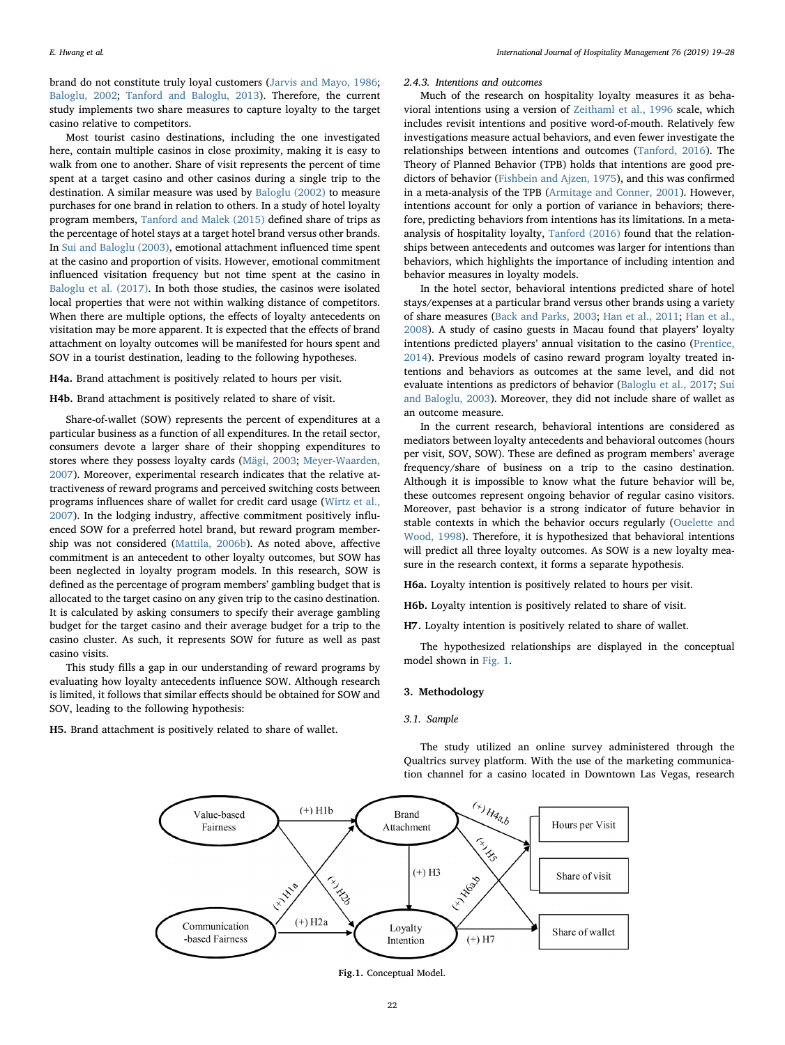brand do not constitute truly loyal customers (Jarvis and Mayo, 1986; Baloglu, 2002; Tanford and Baloglu, 2013). Therefore, the current study implements two share measures to capture loyalty to the target casino relative to competitors.

Most tourist casino destinations, including the one investigated here, contain multiple casinos in close proximity, making it is easy to walk from one to another. Share of visit represents the percent of time spent at a target casino and other casinos during a single trip to the destination. A similar measure was used by Baloglu (2002) to measure purchases for one brand in relation to others. In a study of hotel loyalty program members, Tanford and Malek (2015) defined share of trips as the percentage of hotel stays at a target hotel brand versus other brands. In Sui and Baloglu (2003), emotional attachment influenced time spent at the casino and proportion of visits. However, emotional commitment influenced visitation frequency but not time spent at the casino in Baloglu et al. (2017). In both those studies, the casinos were isolated local properties that were not within walking distance of competitors. When there are multiple options, the effects of loyalty antecedents on visitation may be more apparent. It is expected that the effects of brand attachment on loyalty outcomes will be manifested for hours spent and SOV in a tourist destination, leading to the following hypotheses.

**H4a.** Brand attachment is positively related to hours per visit.

**H4b.** Brand attachment is positively related to share of visit.

Share-of-wallet (SOW) represents the percent of expenditures at a particular business as a function of all expenditures. In the retail sector, consumers devote a larger share of their shopping expenditures to stores where they possess loyalty cards (Mägi, 2003; Meyer-Waarden, 2007). Moreover, experimental research indicates that the relative attractiveness of reward programs and perceived switching costs between programs influences share of wallet for credit card usage (Wirtz et al., 2007). In the lodging industry, affective commitment positively influenced SOW for a preferred hotel brand, but reward program membership was not considered (Mattila, 2006b). As noted above, affective commitment is an antecedent to other loyalty outcomes, but SOW has been neglected in loyalty program models. In this research, SOW is defined as the percentage of program members' gambling budget that is allocated to the target casino on any given trip to the casino destination. It is calculated by asking consumers to specify their average gambling budget for the target casino and their average budget for a trip to the casino cluster. As such, it represents SOW for future as well as past casino visits.

This study fills a gap in our understanding of reward programs by evaluating how loyalty antecedents influence SOW. Although research is limited, it follows that similar effects should be obtained for SOW and SOV, leading to the following hypothesis:

**H5.** Brand attachment is positively related to share of wallet.

#### 2.4.3. Intentions and outcomes

Much of the research on hospitality loyalty measures it as behavioral intentions using a version of Zeithaml et al., 1996 scale, which includes revisit intentions and positive word-of-mouth. Relatively few investigations measure actual behaviors, and even fewer investigate the relationships between intentions and outcomes (Tanford, 2016). The Theory of Planned Behavior (TPB) holds that intentions are good predictors of behavior (Fishbein and Ajzen, 1975), and this was confirmed in a meta-analysis of the TPB (Armitage and Conner, 2001). However, intentions account for only a portion of variance in behaviors; therefore, predicting behaviors from intentions has its limitations. In a meta-analysis of hospitality loyalty, Tanford (2016) found that the relationships between antecedents and outcomes was larger for intentions than behaviors, which highlights the importance of including intention and behavior measures in loyalty models.

In the hotel sector, behavioral intentions predicted share of hotel stays/expenses at a particular brand versus other brands using a variety of share measures (Back and Parks, 2003; Han et al., 2011; Han et al., 2008). A study of casino guests in Macau found that players' loyalty intentions predicted players' annual visitation to the casino (Prentice, 2014). Previous models of casino reward program loyalty treated intentions and behaviors as outcomes at the same level, and did not evaluate intentions as predictors of behavior (Baloglu et al., 2017; Sui and Baloglu, 2003). Moreover, they did not include share of wallet as an outcome measure.

In the current research, behavioral intentions are considered as mediators between loyalty antecedents and behavioral outcomes (hours per visit, SOV, SOW). These are defined as program members' average frequency/share of business on a trip to the casino destination. Although it is impossible to know what the future behavior will be, these outcomes represent ongoing behavior of regular casino visitors. Moreover, past behavior is a strong indicator of future behavior in stable contexts in which the behavior occurs regularly (Ouelette and Wood, 1998). Therefore, it is hypothesized that behavioral intentions will predict all three loyalty outcomes. As SOW is a new loyalty measure in the research context, it forms a separate hypothesis.

**H6a.** Loyalty intention is positively related to hours per visit.

**H6b.** Loyalty intention is positively related to share of visit.

**H7.** Loyalty intention is positively related to share of wallet.

The hypothesized relationships are displayed in the conceptual model shown in Fig. 1.

## 3. Methodology

### 3.1. Sample

The study utilized an online survey administered through the Qualtrics survey platform. With the use of the marketing communication channel for a casino located in Downtown Las Vegas, research

**Fig.1.** Conceptual Model.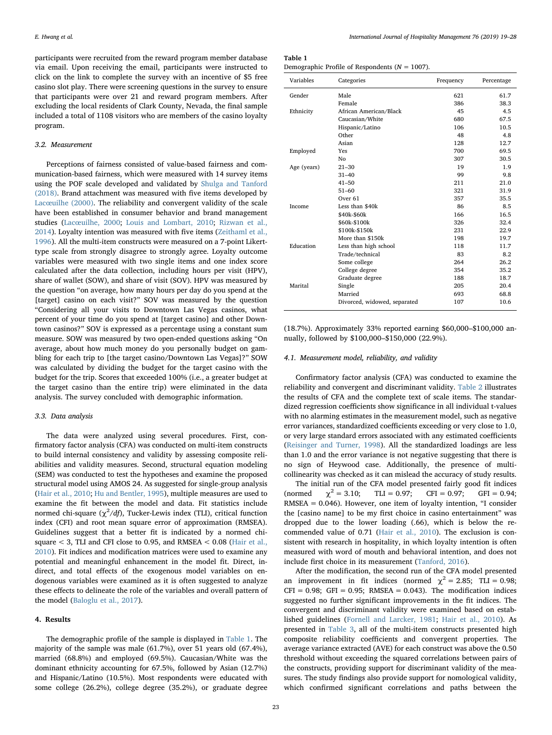participants were recruited from the reward program member database via email. Upon receiving the email, participants were instructed to click on the link to complete the survey with an incentive of $5 free casino slot play. There were screening questions in the survey to ensure that participants were over 21 and reward program members. After excluding the local residents of Clark County, Nevada, the final sample included a total of 1108 visitors who are members of the casino loyalty program.

### 3.2. Measurement

Perceptions of fairness consisted of value-based fairness and communication-based fairness, which were measured with 14 survey items using the POF scale developed and validated by Shulga and Tanford (2018). Brand attachment was measured with five items developed by Lacœuilhe (2000). The reliability and convergent validity of the scale have been established in consumer behavior and brand management studies (Lacœuilhe, 2000; Louis and Lombart, 2010; Rizwan et al., 2014). Loyalty intention was measured with five items (Zeithaml et al., 1996). All the multi-item constructs were measured on a 7-point Likert-type scale from strongly disagree to strongly agree. Loyalty outcome variables were measured with two single items and one index score calculated after the data collection, including hours per visit (HPV), share of wallet (SOW), and share of visit (SOV). HPV was measured by the question "on average, how many hours per day do you spend at the [target] casino on each visit?" SOV was measured by the question "Considering all your visits to Downtown Las Vegas casinos, what percent of your time do you spend at [target casino] and other Downtown casinos?" SOV is expressed as a percentage using a constant sum measure. SOW was measured by two open-ended questions asking "On average, about how much money do you personally budget on gambling for each trip to [the target casino/Downtown Las Vegas]?" SOW was calculated by dividing the budget for the target casino with the budget for the trip. Scores that exceeded 100% (i.e., a greater budget at the target casino than the entire trip) were eliminated in the data analysis. The survey concluded with demographic information.

### 3.3. Data analysis

The data were analyzed using several procedures. First, confirmatory factor analysis (CFA) was conducted on multi-item constructs to build internal consistency and validity by assessing composite reliabilities and validity measures. Second, structural equation modeling (SEM) was conducted to test the hypotheses and examine the proposed structural model using AMOS 24. As suggested for single-group analysis (Hair et al., 2010; Hu and Bentler, 1995), multiple measures are used to examine the fit between the model and data. Fit statistics include normed chi-square ($\chi^2/df$), Tucker-Lewis index (TLI), critical function index (CFI) and root mean square error of approximation (RMSEA). Guidelines suggest that a better fit is indicated by a normed chi-square < 3, TLI and CFI close to 0.95, and RMSEA < 0.08 (Hair et al., 2010). Fit indices and modification matrices were used to examine any potential and meaningful enhancement in the model fit. Direct, indirect, and total effects of the exogenous model variables on endogenous variables were examined as it is often suggested to analyze these effects to delineate the role of the variables and overall pattern of the model (Baloglu et al., 2017).

## 4. Results

The demographic profile of the sample is displayed in Table 1. The majority of the sample was male (61.7%), over 51 years old (67.4%), married (68.8%) and employed (69.5%). Caucasian/White was the dominant ethnicity accounting for 67.5%, followed by Asian (12.7%) and Hispanic/Latino (10.5%). Most respondents were educated with some college (26.2%), college degree (35.2%), or graduate degree (18.7%). Approximately 33% reported earning $60,000–$100,000 annually, followed by $100,000–$150,000 (22.9%).

**Table 1**
Demographic Profile of Respondents ($N$ = 1007).

| Variables | Categories | Frequency | Percentage |
|---|---|---|---|
| Gender | Male | 621 | 61.7 |
| | Female | 386 | 38.3 |
| Ethnicity | African American/Black | 45 | 4.5 |
| | Caucasian/White | 680 | 67.5 |
| | Hispanic/Latino | 106 | 10.5 |
| | Other | 48 | 4.8 |
| | Asian | 128 | 12.7 |
| Employed | Yes | 700 | 69.5 |
| | No | 307 | 30.5 |
| Age (years) | 21–30 | 19 | 1.9 |
| | 31–40 | 99 | 9.8 |
| | 41–50 | 211 | 21.0 |
| | 51–60 | 321 | 31.9 |
| | Over 61 | 357 | 35.5 |
| Income | Less than $40k | 86 | 8.5 |
| | $40k-$60k | 166 | 16.5 |
| | $60k-$100k | 326 | 32.4 |
| | $100k-$150k | 231 | 22.9 |
| | More than $150k | 198 | 19.7 |
| Education | Less than high school | 118 | 11.7 |
| | Trade/technical | 83 | 8.2 |
| | Some college | 264 | 26.2 |
| | College degree | 354 | 35.2 |
| | Graduate degree | 188 | 18.7 |
| Marital | Single | 205 | 20.4 |
| | Married | 693 | 68.8 |
| | Divorced, widowed, separated | 107 | 10.6 |

### 4.1. Measurement model, reliability, and validity

Confirmatory factor analysis (CFA) was conducted to examine the reliability and convergent and discriminant validity. Table 2 illustrates the results of CFA and the complete text of scale items. The standardized regression coefficients show significance in all individual t-values with no alarming estimates in the measurement model, such as negative error variances, standardized coefficients exceeding or very close to 1.0, or very large standard errors associated with any estimated coefficients (Reisinger and Turner, 1998). All the standardized loadings are less than 1.0 and the error variance is not negative suggesting that there is no sign of Heywood case. Additionally, the presence of multicollinearity was checked as it can mislead the accuracy of study results.

The initial run of the CFA model presented fairly good fit indices (normed $\chi^2$ = 3.10; TLI = 0.97; CFI = 0.97; GFI = 0.94; RMSEA = 0.046). However, one item of loyalty intention, "I consider the [casino name] to be my first choice in casino entertainment" was dropped due to the lower loading (.66), which is below the recommended value of 0.71 (Hair et al., 2010). The exclusion is consistent with research in hospitality, in which loyalty intention is often measured with word of mouth and behavioral intention, and does not include first choice in its measurement (Tanford, 2016).

After the modification, the second run of the CFA model presented an improvement in fit indices (normed $\chi^2$ = 2.85; TLI = 0.98; CFI = 0.98; GFI = 0.95; RMSEA = 0.043). The modification indices suggested no further significant improvements in the fit indices. The convergent and discriminant validity were examined based on established guidelines (Fornell and Larcker, 1981; Hair et al., 2010). As presented in Table 3, all of the multi-item constructs presented high composite reliability coefficients and convergent properties. The average variance extracted (AVE) for each construct was above the 0.50 threshold without exceeding the squared correlations between pairs of the constructs, providing support for discriminant validity of the measures. The study findings also provide support for nomological validity, which confirmed significant correlations and paths between the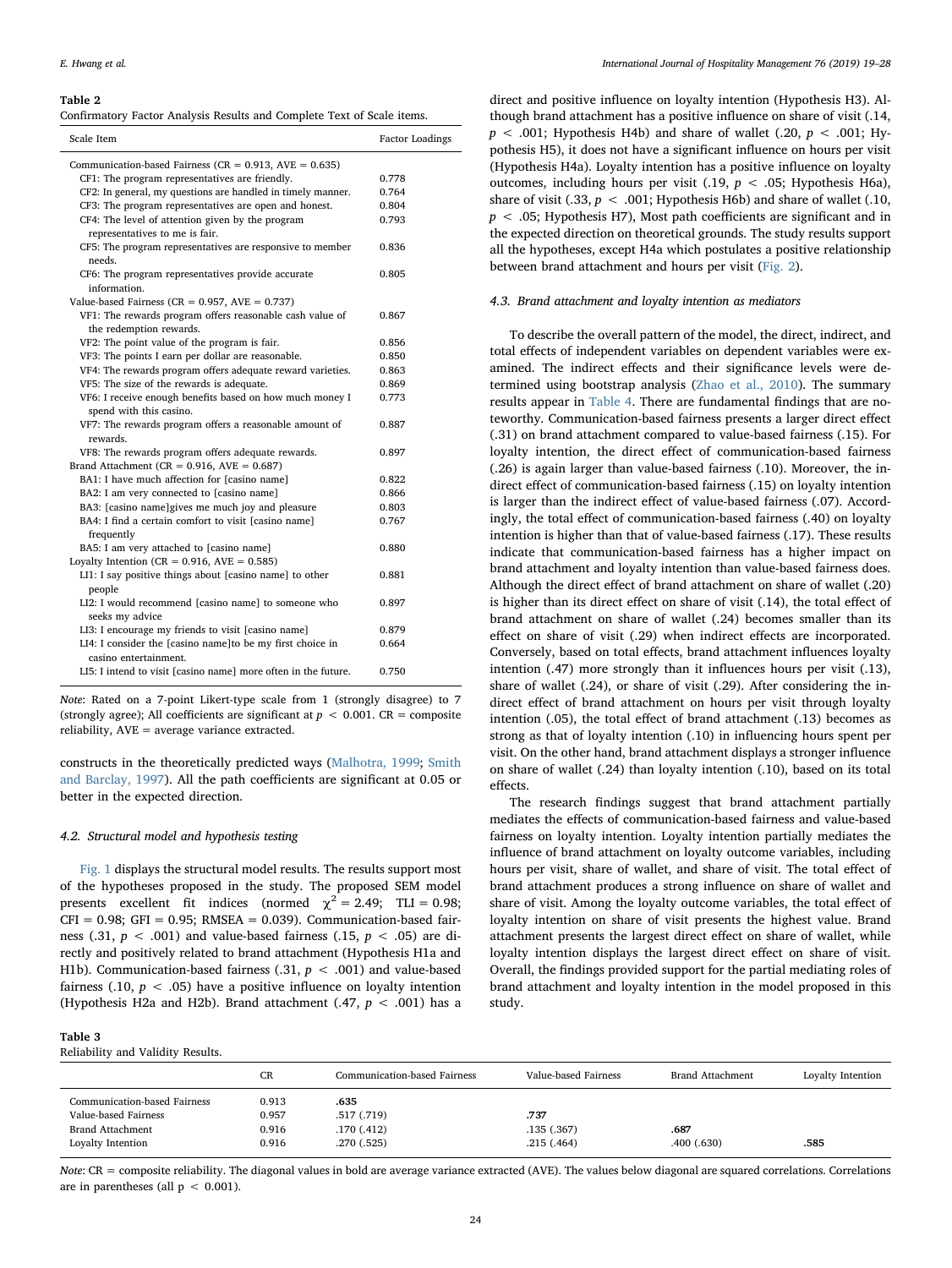**Table 2**
Confirmatory Factor Analysis Results and Complete Text of Scale items.

| Scale Item | Factor Loadings |
|---|---|
| Communication-based Fairness (CR = 0.913, AVE = 0.635) | |
| CF1: The program representatives are friendly. | 0.778 |
| CF2: In general, my questions are handled in timely manner. | 0.764 |
| CF3: The program representatives are open and honest. | 0.804 |
| CF4: The level of attention given by the program representatives to me is fair. | 0.793 |
| CF5: The program representatives are responsive to member needs. | 0.836 |
| CF6: The program representatives provide accurate information. | 0.805 |
| Value-based Fairness (CR = 0.957, AVE = 0.737) | |
| VF1: The rewards program offers reasonable cash value of the redemption rewards. | 0.867 |
| VF2: The point value of the program is fair. | 0.856 |
| VF3: The points I earn per dollar are reasonable. | 0.850 |
| VF4: The rewards program offers adequate reward varieties. | 0.863 |
| VF5: The size of the rewards is adequate. | 0.869 |
| VF6: I receive enough benefits based on how much money I spend with this casino. | 0.773 |
| VF7: The rewards program offers a reasonable amount of rewards. | 0.887 |
| VF8: The rewards program offers adequate rewards. | 0.897 |
| Brand Attachment (CR = 0.916, AVE = 0.687) | |
| BA1: I have much affection for [casino name] | 0.822 |
| BA2: I am very connected to [casino name] | 0.866 |
| BA3: [casino name]gives me much joy and pleasure | 0.803 |
| BA4: I find a certain comfort to visit [casino name] frequently | 0.767 |
| BA5: I am very attached to [casino name] | 0.880 |
| Loyalty Intention (CR = 0.916, AVE = 0.585) | |
| LI1: I say positive things about [casino name] to other people | 0.881 |
| LI2: I would recommend [casino name] to someone who seeks my advice | 0.897 |
| LI3: I encourage my friends to visit [casino name] | 0.879 |
| LI4: I consider the [casino name]to be my first choice in casino entertainment. | 0.664 |
| LI5: I intend to visit [casino name] more often in the future. | 0.750 |

*Note*: Rated on a 7-point Likert-type scale from 1 (strongly disagree) to 7 (strongly agree); All coefficients are significant at $p < 0.001$. CR = composite reliability, AVE = average variance extracted.

constructs in the theoretically predicted ways (Malhotra, 1999; Smith and Barclay, 1997). All the path coefficients are significant at 0.05 or better in the expected direction.

### 4.2. Structural model and hypothesis testing

Fig. 1 displays the structural model results. The results support most of the hypotheses proposed in the study. The proposed SEM model presents excellent fit indices (normed $\chi^2 = 2.49$; TLI = 0.98; CFI = 0.98; GFI = 0.95; RMSEA = 0.039). Communication-based fairness (.31, $p < .001$) and value-based fairness (.15, $p < .05$) are directly and positively related to brand attachment (Hypothesis H1a and H1b). Communication-based fairness (.31, $p < .001$) and value-based fairness (.10, $p < .05$) have a positive influence on loyalty intention (Hypothesis H2a and H2b). Brand attachment (.47, $p < .001$) has a direct and positive influence on loyalty intention (Hypothesis H3). Although brand attachment has a positive influence on share of visit (.14, $p < .001$; Hypothesis H4b) and share of wallet (.20, $p < .001$; Hypothesis H5), it does not have a significant influence on hours per visit (Hypothesis H4a). Loyalty intention has a positive influence on loyalty outcomes, including hours per visit (.19, $p < .05$; Hypothesis H6a), share of visit (.33, $p < .001$; Hypothesis H6b) and share of wallet (.10, $p < .05$; Hypothesis H7), Most path coefficients are significant and in the expected direction on theoretical grounds. The study results support all the hypotheses, except H4a which postulates a positive relationship between brand attachment and hours per visit (Fig. 2).

### 4.3. Brand attachment and loyalty intention as mediators

To describe the overall pattern of the model, the direct, indirect, and total effects of independent variables on dependent variables were examined. The indirect effects and their significance levels were determined using bootstrap analysis (Zhao et al., 2010). The summary results appear in Table 4. There are fundamental findings that are noteworthy. Communication-based fairness presents a larger direct effect (.31) on brand attachment compared to value-based fairness (.15). For loyalty intention, the direct effect of communication-based fairness (.26) is again larger than value-based fairness (.10). Moreover, the indirect effect of communication-based fairness (.15) on loyalty intention is larger than the indirect effect of value-based fairness (.07). Accordingly, the total effect of communication-based fairness (.40) on loyalty intention is higher than that of value-based fairness (.17). These results indicate that communication-based fairness has a higher impact on brand attachment and loyalty intention than value-based fairness does. Although the direct effect of brand attachment on share of wallet (.20) is higher than its direct effect on share of visit (.14), the total effect of brand attachment on share of wallet (.24) becomes smaller than its effect on share of visit (.29) when indirect effects are incorporated. Conversely, based on total effects, brand attachment influences loyalty intention (.47) more strongly than it influences hours per visit (.13), share of wallet (.24), or share of visit (.29). After considering the indirect effect of brand attachment on hours per visit through loyalty intention (.05), the total effect of brand attachment (.13) becomes as strong as that of loyalty intention (.10) in influencing hours spent per visit. On the other hand, brand attachment displays a stronger influence on share of wallet (.24) than loyalty intention (.10), based on its total effects.

The research findings suggest that brand attachment partially mediates the effects of communication-based fairness and value-based fairness on loyalty intention. Loyalty intention partially mediates the influence of brand attachment on loyalty outcome variables, including hours per visit, share of wallet, and share of visit. The total effect of brand attachment produces a strong influence on share of wallet and share of visit. Among the loyalty outcome variables, the total effect of loyalty intention on share of visit presents the highest value. Brand attachment presents the largest direct effect on share of wallet, while loyalty intention displays the largest direct effect on share of visit. Overall, the findings provided support for the partial mediating roles of brand attachment and loyalty intention in the model proposed in this study.

**Table 3**
Reliability and Validity Results.

| | CR | Communication-based Fairness | Value-based Fairness | Brand Attachment | Loyalty Intention |
|---|---|---|---|---|---|
| Communication-based Fairness | 0.913 | **.635** | | | |
| Value-based Fairness | 0.957 | .517 (.719) | **.737** | | |
| Brand Attachment | 0.916 | .170 (.412) | .135 (.367) | **.687** | |
| Loyalty Intention | 0.916 | .270 (.525) | .215 (.464) | .400 (.630) | **.585** |

*Note*: CR = composite reliability. The diagonal values in bold are average variance extracted (AVE). The values below diagonal are squared correlations. Correlations are in parentheses (all $p < 0.001$).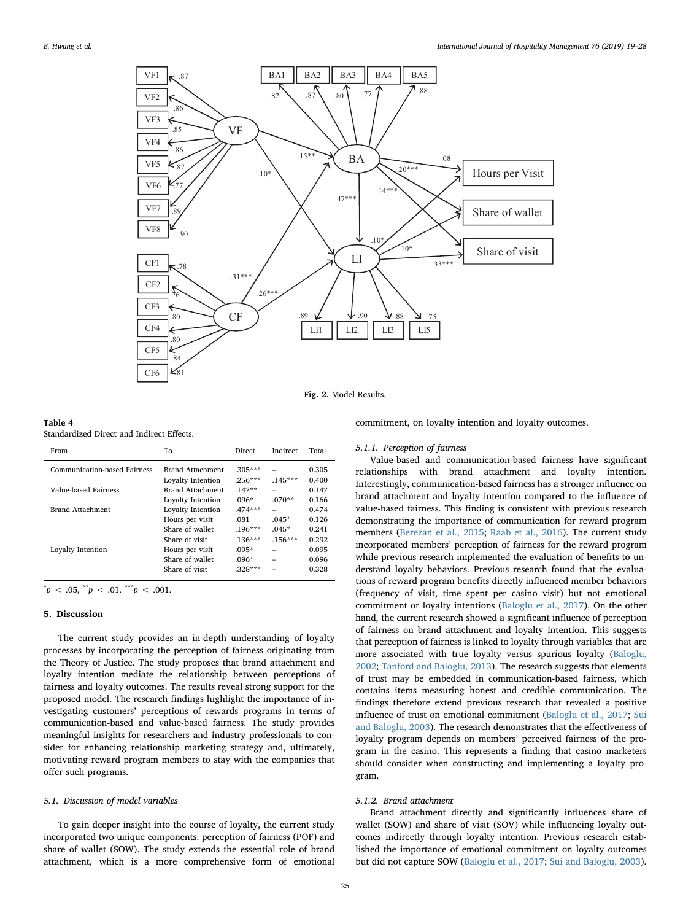Fig. 2. Model Results.

**Table 4**
Standardized Direct and Indirect Effects.

| From | To | Direct | Indirect | Total |
|---|---|---|---|---|
| Communication-based Fairness | Brand Attachment | .305*** | – | 0.305 |
| | Loyalty Intention | .256*** | .145*** | 0.400 |
| Value-based Fairness | Brand Attachment | .147** | – | 0.147 |
| | Loyalty Intention | .096* | .070** | 0.166 |
| Brand Attachment | Loyalty Intention | .474*** | – | 0.474 |
| | Hours per visit | .081 | .045* | 0.126 |
| | Share of wallet | .196*** | .045* | 0.241 |
| | Share of visit | .136*** | .156*** | 0.292 |
| Loyalty Intention | Hours per visit | .095* | – | 0.095 |
| | Share of wallet | .096* | – | 0.096 |
| | Share of visit | .328*** | – | 0.328 |

$^{*}p < .05$, $^{**}p < .01$. $^{***}p < .001$.

## 5. Discussion

The current study provides an in-depth understanding of loyalty processes by incorporating the perception of fairness originating from the Theory of Justice. The study proposes that brand attachment and loyalty intention mediate the relationship between perceptions of fairness and loyalty outcomes. The results reveal strong support for the proposed model. The research findings highlight the importance of investigating customers' perceptions of rewards programs in terms of communication-based and value-based fairness. The study provides meaningful insights for researchers and industry professionals to consider for enhancing relationship marketing strategy and, ultimately, motivating reward program members to stay with the companies that offer such programs.

### 5.1. Discussion of model variables

To gain deeper insight into the course of loyalty, the current study incorporated two unique components: perception of fairness (POF) and share of wallet (SOW). The study extends the essential role of brand attachment, which is a more comprehensive form of emotional commitment, on loyalty intention and loyalty outcomes.

#### 5.1.1. Perception of fairness

Value-based and communication-based fairness have significant relationships with brand attachment and loyalty intention. Interestingly, communication-based fairness has a stronger influence on brand attachment and loyalty intention compared to the influence of value-based fairness. This finding is consistent with previous research demonstrating the importance of communication for reward program members (Berezan et al., 2015; Raab et al., 2016). The current study incorporated members' perception of fairness for the reward program while previous research implemented the evaluation of benefits to understand loyalty behaviors. Previous research found that the evaluations of reward program benefits directly influenced member behaviors (frequency of visit, time spent per casino visit) but not emotional commitment or loyalty intentions (Baloglu et al., 2017). On the other hand, the current research showed a significant influence of perception of fairness on brand attachment and loyalty intention. This suggests that perception of fairness is linked to loyalty through variables that are more associated with true loyalty versus spurious loyalty (Baloglu, 2002; Tanford and Baloglu, 2013). The research suggests that elements of trust may be embedded in communication-based fairness, which contains items measuring honest and credible communication. The findings therefore extend previous research that revealed a positive influence of trust on emotional commitment (Baloglu et al., 2017; Sui and Baloglu, 2003). The research demonstrates that the effectiveness of loyalty program depends on members' perceived fairness of the program in the casino. This represents a finding that casino marketers should consider when constructing and implementing a loyalty program.

#### 5.1.2. Brand attachment

Brand attachment directly and significantly influences share of wallet (SOW) and share of visit (SOV) while influencing loyalty outcomes indirectly through loyalty intention. Previous research established the importance of emotional commitment on loyalty outcomes but did not capture SOW (Baloglu et al., 2017; Sui and Baloglu, 2003).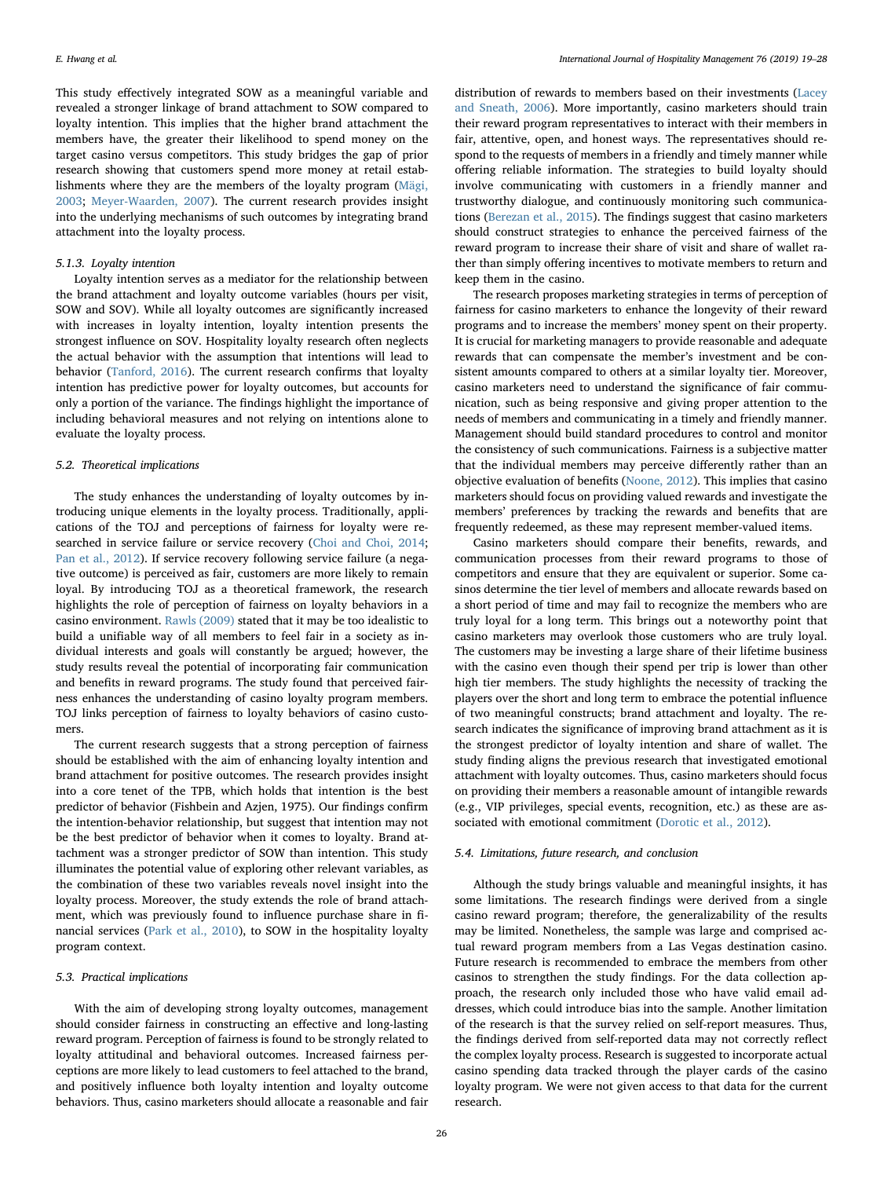This study effectively integrated SOW as a meaningful variable and revealed a stronger linkage of brand attachment to SOW compared to loyalty intention. This implies that the higher brand attachment the members have, the greater their likelihood to spend money on the target casino versus competitors. This study bridges the gap of prior research showing that customers spend more money at retail establishments where they are the members of the loyalty program (Mägi, 2003; Meyer-Waarden, 2007). The current research provides insight into the underlying mechanisms of such outcomes by integrating brand attachment into the loyalty process.

#### 5.1.3. Loyalty intention

Loyalty intention serves as a mediator for the relationship between the brand attachment and loyalty outcome variables (hours per visit, SOW and SOV). While all loyalty outcomes are significantly increased with increases in loyalty intention, loyalty intention presents the strongest influence on SOV. Hospitality loyalty research often neglects the actual behavior with the assumption that intentions will lead to behavior (Tanford, 2016). The current research confirms that loyalty intention has predictive power for loyalty outcomes, but accounts for only a portion of the variance. The findings highlight the importance of including behavioral measures and not relying on intentions alone to evaluate the loyalty process.

### 5.2. Theoretical implications

The study enhances the understanding of loyalty outcomes by introducing unique elements in the loyalty process. Traditionally, applications of the TOJ and perceptions of fairness for loyalty were researched in service failure or service recovery (Choi and Choi, 2014; Pan et al., 2012). If service recovery following service failure (a negative outcome) is perceived as fair, customers are more likely to remain loyal. By introducing TOJ as a theoretical framework, the research highlights the role of perception of fairness on loyalty behaviors in a casino environment. Rawls (2009) stated that it may be too idealistic to build a unifiable way of all members to feel fair in a society as individual interests and goals will constantly be argued; however, the study results reveal the potential of incorporating fair communication and benefits in reward programs. The study found that perceived fairness enhances the understanding of casino loyalty program members. TOJ links perception of fairness to loyalty behaviors of casino customers.

The current research suggests that a strong perception of fairness should be established with the aim of enhancing loyalty intention and brand attachment for positive outcomes. The research provides insight into a core tenet of the TPB, which holds that intention is the best predictor of behavior (Fishbein and Azjen, 1975). Our findings confirm the intention-behavior relationship, but suggest that intention may not be the best predictor of behavior when it comes to loyalty. Brand attachment was a stronger predictor of SOW than intention. This study illuminates the potential value of exploring other relevant variables, as the combination of these two variables reveals novel insight into the loyalty process. Moreover, the study extends the role of brand attachment, which was previously found to influence purchase share in financial services (Park et al., 2010), to SOW in the hospitality loyalty program context.

### 5.3. Practical implications

With the aim of developing strong loyalty outcomes, management should consider fairness in constructing an effective and long-lasting reward program. Perception of fairness is found to be strongly related to loyalty attitudinal and behavioral outcomes. Increased fairness perceptions are more likely to lead customers to feel attached to the brand, and positively influence both loyalty intention and loyalty outcome behaviors. Thus, casino marketers should allocate a reasonable and fair distribution of rewards to members based on their investments (Lacey and Sneath, 2006). More importantly, casino marketers should train their reward program representatives to interact with their members in fair, attentive, open, and honest ways. The representatives should respond to the requests of members in a friendly and timely manner while offering reliable information. The strategies to build loyalty should involve communicating with customers in a friendly manner and trustworthy dialogue, and continuously monitoring such communications (Berezan et al., 2015). The findings suggest that casino marketers should construct strategies to enhance the perceived fairness of the reward program to increase their share of visit and share of wallet rather than simply offering incentives to motivate members to return and keep them in the casino.

The research proposes marketing strategies in terms of perception of fairness for casino marketers to enhance the longevity of their reward programs and to increase the members' money spent on their property. It is crucial for marketing managers to provide reasonable and adequate rewards that can compensate the member's investment and be consistent amounts compared to others at a similar loyalty tier. Moreover, casino marketers need to understand the significance of fair communication, such as being responsive and giving proper attention to the needs of members and communicating in a timely and friendly manner. Management should build standard procedures to control and monitor the consistency of such communications. Fairness is a subjective matter that the individual members may perceive differently rather than an objective evaluation of benefits (Noone, 2012). This implies that casino marketers should focus on providing valued rewards and investigate the members' preferences by tracking the rewards and benefits that are frequently redeemed, as these may represent member-valued items.

Casino marketers should compare their benefits, rewards, and communication processes from their reward programs to those of competitors and ensure that they are equivalent or superior. Some casinos determine the tier level of members and allocate rewards based on a short period of time and may fail to recognize the members who are truly loyal for a long term. This brings out a noteworthy point that casino marketers may overlook those customers who are truly loyal. The customers may be investing a large share of their lifetime business with the casino even though their spend per trip is lower than other high tier members. The study highlights the necessity of tracking the players over the short and long term to embrace the potential influence of two meaningful constructs; brand attachment and loyalty. The research indicates the significance of improving brand attachment as it is the strongest predictor of loyalty intention and share of wallet. The study finding aligns the previous research that investigated emotional attachment with loyalty outcomes. Thus, casino marketers should focus on providing their members a reasonable amount of intangible rewards (e.g., VIP privileges, special events, recognition, etc.) as these are associated with emotional commitment (Dorotic et al., 2012).

### 5.4. Limitations, future research, and conclusion

Although the study brings valuable and meaningful insights, it has some limitations. The research findings were derived from a single casino reward program; therefore, the generalizability of the results may be limited. Nonetheless, the sample was large and comprised actual reward program members from a Las Vegas destination casino. Future research is recommended to embrace the members from other casinos to strengthen the study findings. For the data collection approach, the research only included those who have valid email addresses, which could introduce bias into the sample. Another limitation of the research is that the survey relied on self-report measures. Thus, the findings derived from self-reported data may not correctly reflect the complex loyalty process. Research is suggested to incorporate actual casino spending data tracked through the player cards of the casino loyalty program. We were not given access to that data for the current research.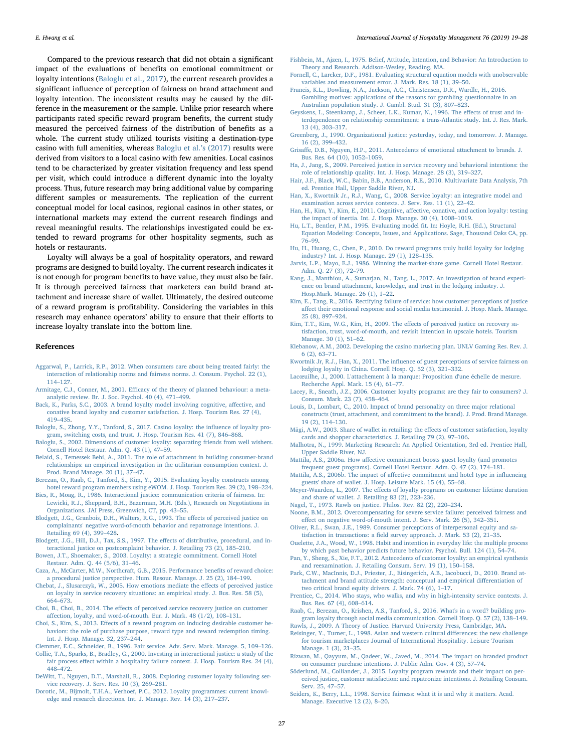Compared to the previous research that did not obtain a significant impact of the evaluations of benefits on emotional commitment or loyalty intentions (Baloglu et al., 2017), the current research provides a significant influence of perception of fairness on brand attachment and loyalty intention. The inconsistent results may be caused by the difference in the measurement or the sample. Unlike prior research where participants rated specific reward program benefits, the current study measured the perceived fairness of the distribution of benefits as a whole. The current study utilized tourists visiting a destination-type casino with full amenities, whereas Baloglu et al.'s (2017) results were derived from visitors to a local casino with few amenities. Local casinos tend to be characterized by greater visitation frequency and less spend per visit, which could introduce a different dynamic into the loyalty process. Thus, future research may bring additional value by comparing different samples or measurements. The replication of the current conceptual model for local casinos, regional casinos in other states, or international markets may extend the current research findings and reveal meaningful results. The relationships investigated could be extended to reward programs for other hospitality segments, such as hotels or restaurants.

Loyalty will always be a goal of hospitality operators, and reward programs are designed to build loyalty. The current research indicates it is not enough for program benefits to have value, they must also be fair. It is through perceived fairness that marketers can build brand attachment and increase share of wallet. Ultimately, the desired outcome of a reward program is profitability. Considering the variables in this research may enhance operators' ability to ensure that their efforts to increase loyalty translate into the bottom line.

## References

Aggarwal, P., Larrick, R.P., 2012. When consumers care about being treated fairly: the interaction of relationship norms and fairness norms. J. Consum. Psychol. 22 (1), 114–127.

Armitage, C.J., Conner, M., 2001. Efficacy of the theory of planned behaviour: a meta-analytic review. Br. J. Soc. Psychol. 40 (4), 471–499.

Back, K., Parks, S.C., 2003. A brand loyalty model involving cognitive, affective, and conative brand loyalty and customer satisfaction. J. Hosp. Tourism Res. 27 (4), 419–435.

Baloglu, S., Zhong, Y.Y., Tanford, S., 2017. Casino loyalty: the influence of loyalty program, switching costs, and trust. J. Hosp. Tourism Res. 41 (7), 846–868.

Baloglu, S., 2002. Dimensions of customer loyalty: separating friends from well wishers. Cornell Hotel Restaur. Adm. Q. 43 (1), 47–59.

Belaid, S., Temessek Behi, A., 2011. The role of attachment in building consumer-brand relationships: an empirical investigation in the utilitarian consumption context. J. Prod. Brand Manage. 20 (1), 37–47.

Berezan, O., Raab, C., Tanford, S., Kim, Y., 2015. Evaluating loyalty constructs among hotel reward program members using eWOM. J. Hosp. Tourism Res. 39 (2), 198–224.

Bies, R., Moag, R., 1986. Interactional justice: communication criteria of fairness. In: Lewicki, R.J., Sheppard, B.H., Bazerman, M.H. (Eds.), Research on Negotiations in Organizations. JAI Press, Greenwich, CT, pp. 43–55.

Blodgett, J.G., Granbois, D.H., Walters, R.G., 1993. The effects of perceived justice on complainants' negative word-of-mouth behavior and repatronage intentions. J. Retailing 69 (4), 399–428.

Blodgett, J.G., Hill, D.J., Tax, S.S., 1997. The effects of distributive, procedural, and interactional justice on postcomplaint behavior. J. Retailing 73 (2), 185–210.

Bowen, J.T., Shoemaker, S., 2003. Loyalty: a strategic commitment. Cornell Hotel Restaur. Adm. Q. 44 (5/6), 31–46.

Caza, A., McCarter, M.W., Northcraft, G.B., 2015. Performance benefits of reward choice: a procedural justice perspective. Hum. Resour. Manage. J. 25 (2), 184–199.

Chebat, J., Slusarczyk, W., 2005. How emotions mediate the effects of perceived justice on loyalty in service recovery situations: an empirical study. J. Bus. Res. 58 (5), 664–673.

Choi, B., Choi, B., 2014. The effects of perceived service recovery justice on customer affection, loyalty, and word-of-mouth. Eur. J. Mark. 48 (1/2), 108–131.

Choi, S., Kim, S., 2013. Effects of a reward program on inducing desirable customer behaviors: the role of purchase purpose, reward type and reward redemption timing. Int. J. Hosp. Manage. 32, 237–244.

Clemmer, E.C., Schneider, B., 1996. Fair service. Adv. Serv. Mark. Manage. 5, 109–126.

Collie, T.A., Sparks, B., Bradley, G., 2000. Investing in interactional justice: a study of the fair process effect within a hospitality failure context. J. Hosp. Tourism Res. 24 (4), 448–472.

DeWitt, T., Nguyen, D.T., Marshall, R., 2008. Exploring customer loyalty following service recovery. J. Serv. Res. 10 (3), 269–281.

Dorotic, M., Bijmolt, T.H.A., Verhoef, P.C., 2012. Loyalty programmes: current knowledge and research directions. Int. J. Manage. Rev. 14 (3), 217–237.

Fishbein, M., Ajzen, I., 1975. Belief, Attitude, Intention, and Behavior: An Introduction to Theory and Research. Addison-Wesley, Reading, MA.

Fornell, C., Larcker, D.F., 1981. Evaluating structural equation models with unobservable variables and measurement error. J. Mark. Res. 18 (1), 39–50.

Francis, K.L., Dowling, N.A., Jackson, A.C., Christensen, D.R., Wardle, H., 2016. Gambling motives: applications of the reasons for gambling questionnaire in an Australian population study. J. Gambl. Stud. 31 (3), 807–823.

Geyskens, I., Steenkamp, J., Scheer, L.K., Kumar, N., 1996. The effects of trust and interdependence on relationship commitment: a trans-Atlantic study. Int. J. Res. Mark. 13 (4), 303–317.

Greenberg, J., 1990. Organizational justice: yesterday, today, and tomorrow. J. Manage. 16 (2), 399–432.

Grisaffe, D.B., Nguyen, H.P., 2011. Antecedents of emotional attachment to brands. J. Bus. Res. 64 (10), 1052–1059.

Ha, J., Jang, S., 2009. Perceived justice in service recovery and behavioral intentions: the role of relationship quality. Int. J. Hosp. Manage. 28 (3), 319–327.

Hair, J.F., Black, W.C., Babin, B.B., Anderson, R.E., 2010. Multivariate Data Analysis, 7th ed. Prentice Hall, Upper Saddle River, NJ.

Han, X., Kwortnik Jr., R.J., Wang, C., 2008. Service loyalty: an integrative model and examination across service contexts. J. Serv. Res. 11 (1), 22–42.

Han, H., Kim, Y., Kim, E., 2011. Cognitive, affective, conative, and action loyalty: testing the impact of inertia. Int. J. Hosp. Manage. 30 (4), 1008–1019.

Hu, L.T., Bentler, P.M., 1995. Evaluating model fit. In: Hoyle, R.H. (Ed.), Structural Equation Modeling: Concepts, Issues, and Applications. Sage, Thousand Oaks CA, pp. 76–99.

Hu, H., Huang, C., Chen, P., 2010. Do reward programs truly build loyalty for lodging industry? Int. J. Hosp. Manage. 29 (1), 128–135.

Jarvis, L.P., Mayo, E.J., 1986. Winning the market-share game. Cornell Hotel Restaur. Adm. Q. 27 (3), 72–79.

Kang, J., Manthiou, A., Sumarjan, N., Tang, L., 2017. An investigation of brand experience on brand attachment, knowledge, and trust in the lodging industry. J. Hosp.Mark. Manage. 26 (1), 1–22.

Kim, E., Tang, R., 2016. Rectifying failure of service: how customer perceptions of justice affect their emotional response and social media testimonial. J. Hosp. Mark. Manage. 25 (8), 897–924.

Kim, T.T., Kim, W.G., Kim, H., 2009. The effects of perceived justice on recovery satisfaction, trust, word-of-mouth, and revisit intention in upscale hotels. Tourism Manage. 30 (1), 51–62.

Klebanow, A.M., 2002. Developing the casino marketing plan. UNLV Gaming Res. Rev. J. 6 (2), 63–71.

Kwortnik Jr, R.J., Han, X., 2011. The influence of guest perceptions of service fairness on lodging loyalty in China. Cornell Hosp. Q. 52 (3), 321–332.

Lacœuilhe, J., 2000. L'attachement à la marque: Proposition d'une échelle de mesure. Recherche Appl. Mark. 15 (4), 61–77.

Lacey, R., Sneath, J.Z., 2006. Customer loyalty programs: are they fair to consumers? J. Consum. Mark. 23 (7), 458–464.

Louis, D., Lombart, C., 2010. Impact of brand personality on three major relational constructs (trust, attachment, and commitment to the brand). J. Prod. Brand Manage. 19 (2), 114–130.

Mägi, A.W., 2003. Share of wallet in retailing: the effects of customer satisfaction, loyalty cards and shopper characteristics. J. Retailing 79 (2), 97–106.

Malhotra, N., 1999. Marketing Research: An Applied Orientation, 3rd ed. Prentice Hall, Upper Saddle River, NJ.

Mattila, A.S., 2006a. How affective commitment boosts guest loyalty (and promotes frequent guest programs). Cornell Hotel Restaur. Adm. Q. 47 (2), 174–181.

Mattila, A.S., 2006b. The impact of affective commitment and hotel type in influencing guests' share of wallet. J. Hosp. Leisure Mark. 15 (4), 55–68.

Meyer-Waarden, L., 2007. The effects of loyalty programs on customer lifetime duration and share of wallet. J. Retailing 83 (2), 223–236.

Nagel, T., 1973. Rawls on justice. Philos. Rev. 82 (2), 220–234.

Noone, B.M., 2012. Overcompensating for severe service failure: perceived fairness and effect on negative word-of-mouth intent. J. Serv. Mark. 26 (5), 342–351.

Oliver, R.L., Swan, J.E., 1989. Consumer perceptions of interpersonal equity and satisfaction in transactions: a field survey approach. J. Mark. 53 (2), 21–35.

Ouelette, J.A., Wood, W., 1998. Habit and intention in everyday life: the multiple process by which past behavior predicts future behavior. Psychol. Bull. 124 (1), 54–74.

Pan, Y., Sheng, S., Xie, F.T., 2012. Antecedents of customer loyalty: an empirical synthesis and reexamination. J. Retailing Consum. Serv. 19 (1), 150–158.

Park, C.W., MacInnis, D.J., Priester, J., Eisingerich, A.B., Iacobucci, D., 2010. Brand attachment and brand attitude strength: conceptual and empirical differentiation of two critical brand equity drivers. J. Mark. 74 (6), 1–17.

Prentice, C., 2014. Who stays, who walks, and why in high-intensity service contexts. J. Bus. Res. 67 (4), 608–614.

Raab, C., Berezan, O., Krishen, A.S., Tanford, S., 2016. What's in a word? building program loyalty through social media communication. Cornell Hosp. Q. 57 (2), 138–149.

Rawls, J., 2009. A Theory of Justice. Harvard University Press, Cambridge, MA.

Reisinger, Y., Turner, L., 1998. Asian and western cultural differences: the new challenge for tourism marketplaces Journal of International Hospitality. Leisure Tourism Manage. 1 (3), 21–35.

Rizwan, M., Qayyum, M., Qadeer, W., Javed, M., 2014. The impact on branded product on consumer purchase intentions. J. Public Adm. Gov. 4 (3), 57–74.

Söderlund, M., Colliander, J., 2015. Loyalty program rewards and their impact on perceived justice, customer satisfaction, and repatronize intentions. J. Retailing Consum. Serv. 25, 47–57.

Seiders, K., Berry, L.L., 1998. Service fairness: what it is and why it matters. Acad. Manage. Executive 12 (2), 8–20.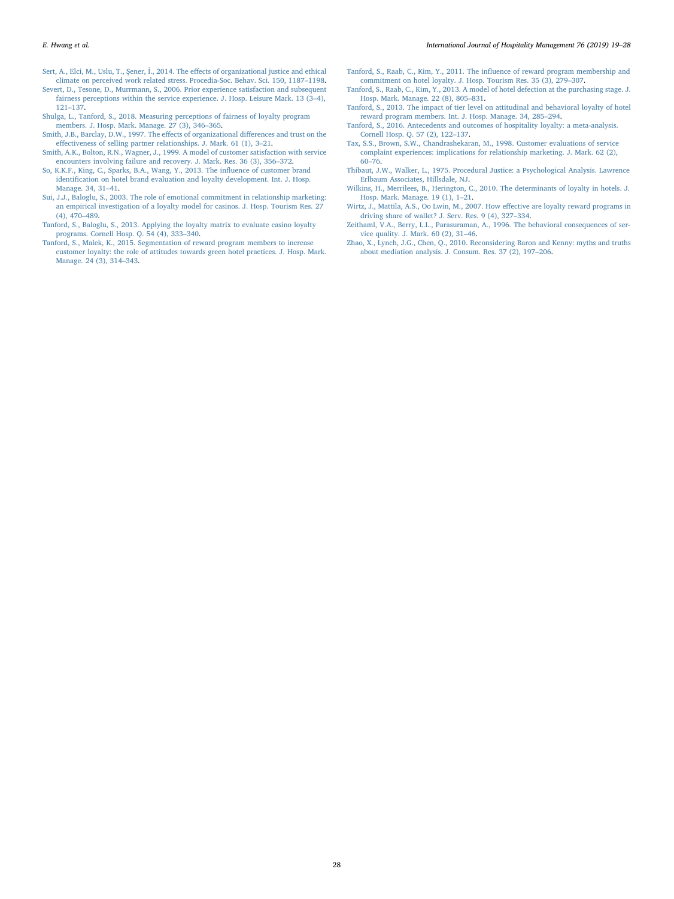Sert, A., Elci, M., Uslu, T., Şener, İ., 2014. The effects of organizational justice and ethical climate on perceived work related stress. Procedia-Soc. Behav. Sci. 150, 1187–1198.

Severt, D., Tesone, D., Murrmann, S., 2006. Prior experience satisfaction and subsequent fairness perceptions within the service experience. J. Hosp. Leisure Mark. 13 (3–4), 121–137.

Shulga, L., Tanford, S., 2018. Measuring perceptions of fairness of loyalty program members. J. Hosp. Mark. Manage. 27 (3), 346–365.

Smith, J.B., Barclay, D.W., 1997. The effects of organizational differences and trust on the effectiveness of selling partner relationships. J. Mark. 61 (1), 3–21.

Smith, A.K., Bolton, R.N., Wagner, J., 1999. A model of customer satisfaction with service encounters involving failure and recovery. J. Mark. Res. 36 (3), 356–372.

So, K.K.F., King, C., Sparks, B.A., Wang, Y., 2013. The influence of customer brand identification on hotel brand evaluation and loyalty development. Int. J. Hosp. Manage. 34, 31–41.

Sui, J.J., Baloglu, S., 2003. The role of emotional commitment in relationship marketing: an empirical investigation of a loyalty model for casinos. J. Hosp. Tourism Res. 27 (4), 470–489.

Tanford, S., Baloglu, S., 2013. Applying the loyalty matrix to evaluate casino loyalty programs. Cornell Hosp. Q. 54 (4), 333–340.

Tanford, S., Malek, K., 2015. Segmentation of reward program members to increase customer loyalty: the role of attitudes towards green hotel practices. J. Hosp. Mark. Manage. 24 (3), 314–343.

Tanford, S., Raab, C., Kim, Y., 2011. The influence of reward program membership and commitment on hotel loyalty. J. Hosp. Tourism Res. 35 (3), 279–307.

Tanford, S., Raab, C., Kim, Y., 2013. A model of hotel defection at the purchasing stage. J. Hosp. Mark. Manage. 22 (8), 805–831.

Tanford, S., 2013. The impact of tier level on attitudinal and behavioral loyalty of hotel reward program members. Int. J. Hosp. Manage. 34, 285–294.

Tanford, S., 2016. Antecedents and outcomes of hospitality loyalty: a meta-analysis. Cornell Hosp. Q. 57 (2), 122–137.

Tax, S.S., Brown, S.W., Chandrashekaran, M., 1998. Customer evaluations of service complaint experiences: implications for relationship marketing. J. Mark. 62 (2), 60–76.

Thibaut, J.W., Walker, L., 1975. Procedural Justice: a Psychological Analysis. Lawrence Erlbaum Associates, Hillsdale, NJ.

Wilkins, H., Merrilees, B., Herington, C., 2010. The determinants of loyalty in hotels. J. Hosp. Mark. Manage. 19 (1), 1–21.

Wirtz, J., Mattila, A.S., Oo Lwin, M., 2007. How effective are loyalty reward programs in driving share of wallet? J. Serv. Res. 9 (4), 327–334.

Zeithaml, V.A., Berry, L.L., Parasuraman, A., 1996. The behavioral consequences of service quality. J. Mark. 60 (2), 31–46.

Zhao, X., Lynch, J.G., Chen, Q., 2010. Reconsidering Baron and Kenny: myths and truths about mediation analysis. J. Consum. Res. 37 (2), 197–206.